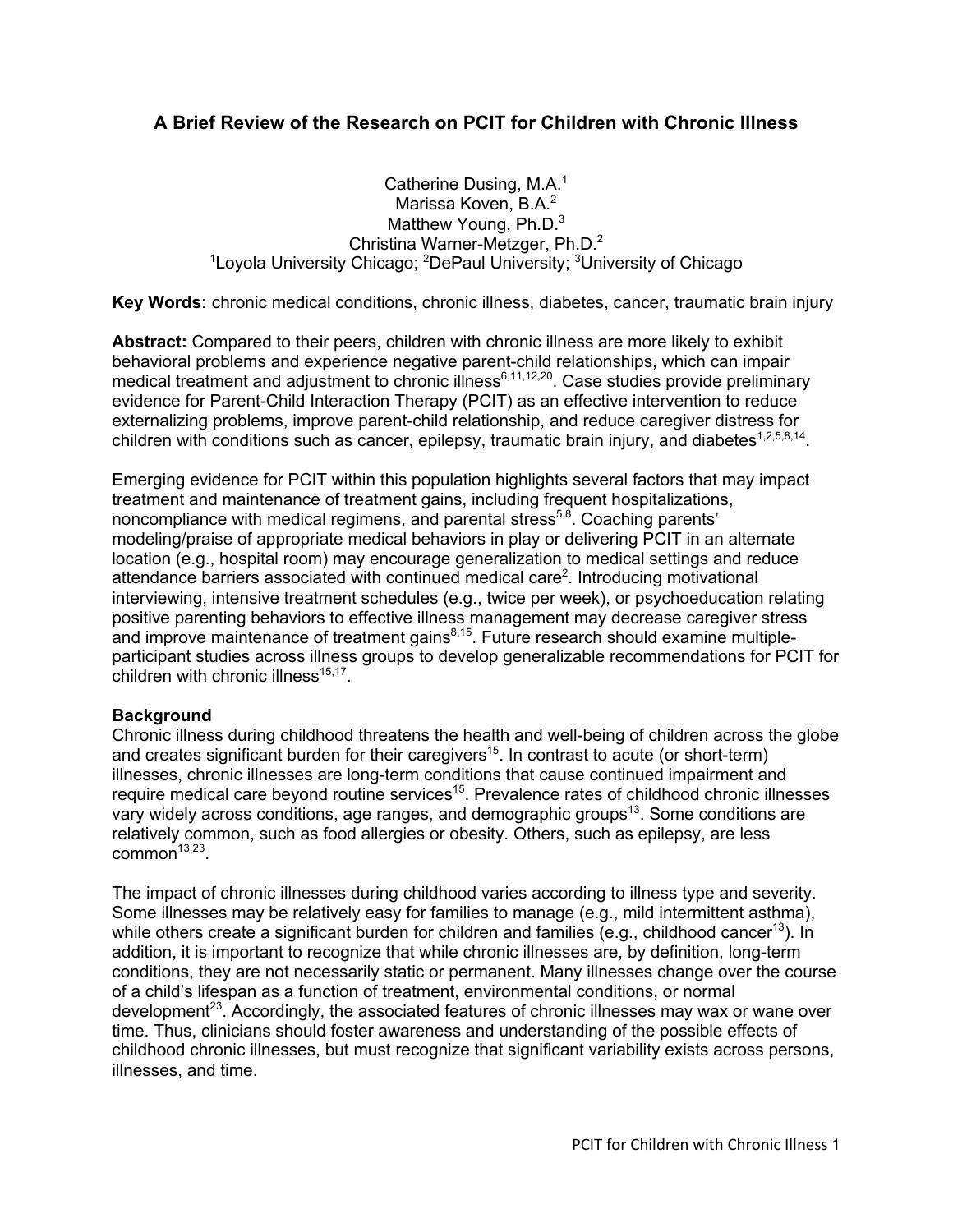# A Brief Review of the Research on PCIT for Children with Chronic Illness

Catherine Dusing, M.A.[1]
Marissa Koven, B.A.[2]
Matthew Young, Ph.D.[3]
Christina Warner-Metzger, Ph.D.[2]
[1]Loyola University Chicago; [2]DePaul University; [3]University of Chicago

**Key Words:** chronic medical conditions, chronic illness, diabetes, cancer, traumatic brain injury

**Abstract:** Compared to their peers, children with chronic illness are more likely to exhibit behavioral problems and experience negative parent-child relationships, which can impair medical treatment and adjustment to chronic illness[6,11,12,20]. Case studies provide preliminary evidence for Parent-Child Interaction Therapy (PCIT) as an effective intervention to reduce externalizing problems, improve parent-child relationship, and reduce caregiver distress for children with conditions such as cancer, epilepsy, traumatic brain injury, and diabetes[1,2,5,8,14].

Emerging evidence for PCIT within this population highlights several factors that may impact treatment and maintenance of treatment gains, including frequent hospitalizations, noncompliance with medical regimens, and parental stress[5,8]. Coaching parents' modeling/praise of appropriate medical behaviors in play or delivering PCIT in an alternate location (e.g., hospital room) may encourage generalization to medical settings and reduce attendance barriers associated with continued medical care[2]. Introducing motivational interviewing, intensive treatment schedules (e.g., twice per week), or psychoeducation relating positive parenting behaviors to effective illness management may decrease caregiver stress and improve maintenance of treatment gains[8,15]. Future research should examine multiple-participant studies across illness groups to develop generalizable recommendations for PCIT for children with chronic illness[15,17].

**Background**

Chronic illness during childhood threatens the health and well-being of children across the globe and creates significant burden for their caregivers[15]. In contrast to acute (or short-term) illnesses, chronic illnesses are long-term conditions that cause continued impairment and require medical care beyond routine services[15]. Prevalence rates of childhood chronic illnesses vary widely across conditions, age ranges, and demographic groups[13]. Some conditions are relatively common, such as food allergies or obesity. Others, such as epilepsy, are less common[13,23].

The impact of chronic illnesses during childhood varies according to illness type and severity. Some illnesses may be relatively easy for families to manage (e.g., mild intermittent asthma), while others create a significant burden for children and families (e.g., childhood cancer[13]). In addition, it is important to recognize that while chronic illnesses are, by definition, long-term conditions, they are not necessarily static or permanent. Many illnesses change over the course of a child's lifespan as a function of treatment, environmental conditions, or normal development[23]. Accordingly, the associated features of chronic illnesses may wax or wane over time. Thus, clinicians should foster awareness and understanding of the possible effects of childhood chronic illnesses, but must recognize that significant variability exists across persons, illnesses, and time.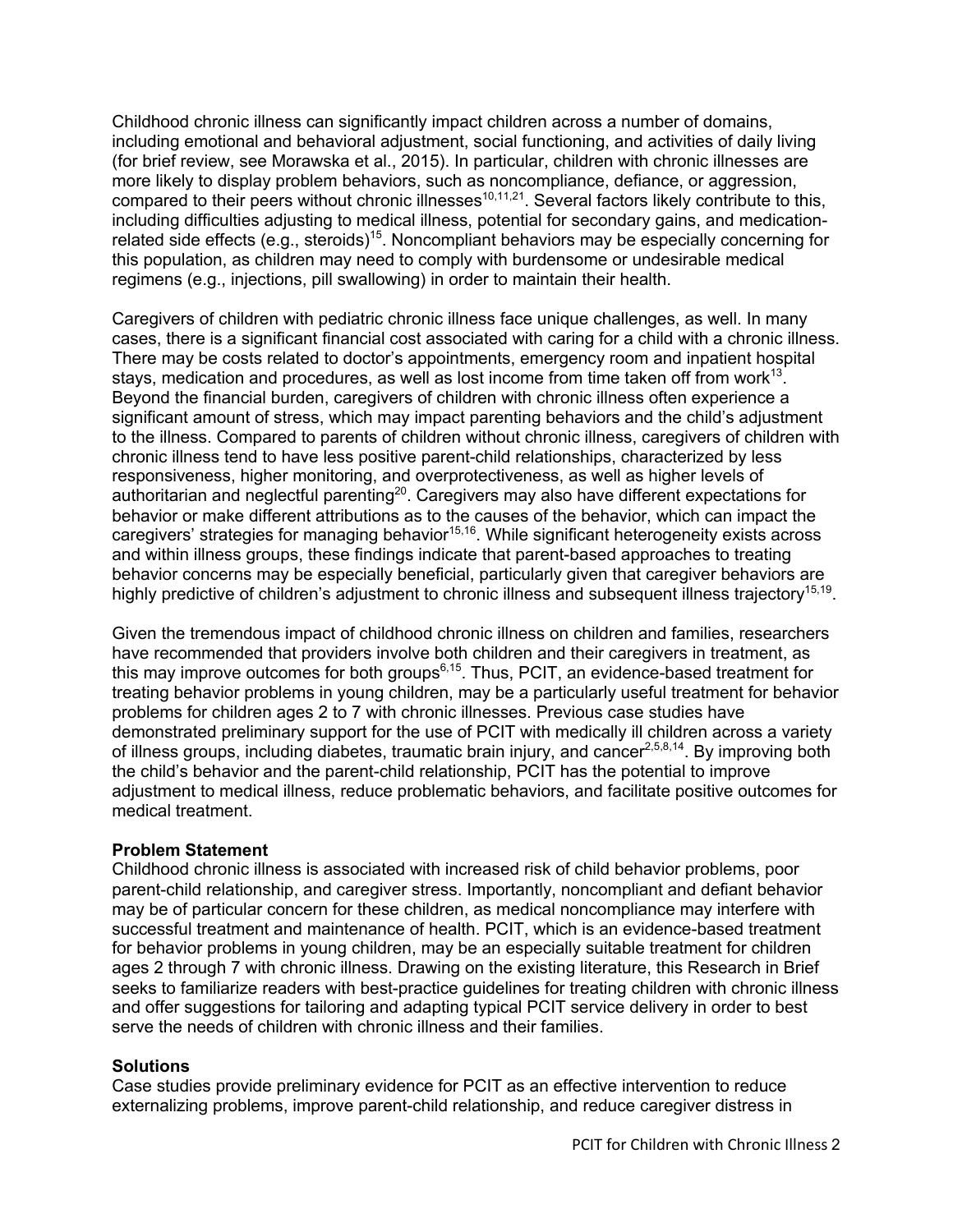Childhood chronic illness can significantly impact children across a number of domains, including emotional and behavioral adjustment, social functioning, and activities of daily living (for brief review, see Morawska et al., 2015). In particular, children with chronic illnesses are more likely to display problem behaviors, such as noncompliance, defiance, or aggression, compared to their peers without chronic illnesses[10,11,21]. Several factors likely contribute to this, including difficulties adjusting to medical illness, potential for secondary gains, and medication-related side effects (e.g., steroids)[15]. Noncompliant behaviors may be especially concerning for this population, as children may need to comply with burdensome or undesirable medical regimens (e.g., injections, pill swallowing) in order to maintain their health.

Caregivers of children with pediatric chronic illness face unique challenges, as well. In many cases, there is a significant financial cost associated with caring for a child with a chronic illness. There may be costs related to doctor's appointments, emergency room and inpatient hospital stays, medication and procedures, as well as lost income from time taken off from work[13]. Beyond the financial burden, caregivers of children with chronic illness often experience a significant amount of stress, which may impact parenting behaviors and the child's adjustment to the illness. Compared to parents of children without chronic illness, caregivers of children with chronic illness tend to have less positive parent-child relationships, characterized by less responsiveness, higher monitoring, and overprotectiveness, as well as higher levels of authoritarian and neglectful parenting[20]. Caregivers may also have different expectations for behavior or make different attributions as to the causes of the behavior, which can impact the caregivers' strategies for managing behavior[15,16]. While significant heterogeneity exists across and within illness groups, these findings indicate that parent-based approaches to treating behavior concerns may be especially beneficial, particularly given that caregiver behaviors are highly predictive of children's adjustment to chronic illness and subsequent illness trajectory[15,19].

Given the tremendous impact of childhood chronic illness on children and families, researchers have recommended that providers involve both children and their caregivers in treatment, as this may improve outcomes for both groups[6,15]. Thus, PCIT, an evidence-based treatment for treating behavior problems in young children, may be a particularly useful treatment for behavior problems for children ages 2 to 7 with chronic illnesses. Previous case studies have demonstrated preliminary support for the use of PCIT with medically ill children across a variety of illness groups, including diabetes, traumatic brain injury, and cancer[2,5,8,14]. By improving both the child's behavior and the parent-child relationship, PCIT has the potential to improve adjustment to medical illness, reduce problematic behaviors, and facilitate positive outcomes for medical treatment.

**Problem Statement**

Childhood chronic illness is associated with increased risk of child behavior problems, poor parent-child relationship, and caregiver stress. Importantly, noncompliant and defiant behavior may be of particular concern for these children, as medical noncompliance may interfere with successful treatment and maintenance of health. PCIT, which is an evidence-based treatment for behavior problems in young children, may be an especially suitable treatment for children ages 2 through 7 with chronic illness. Drawing on the existing literature, this Research in Brief seeks to familiarize readers with best-practice guidelines for treating children with chronic illness and offer suggestions for tailoring and adapting typical PCIT service delivery in order to best serve the needs of children with chronic illness and their families.

**Solutions**

Case studies provide preliminary evidence for PCIT as an effective intervention to reduce externalizing problems, improve parent-child relationship, and reduce caregiver distress in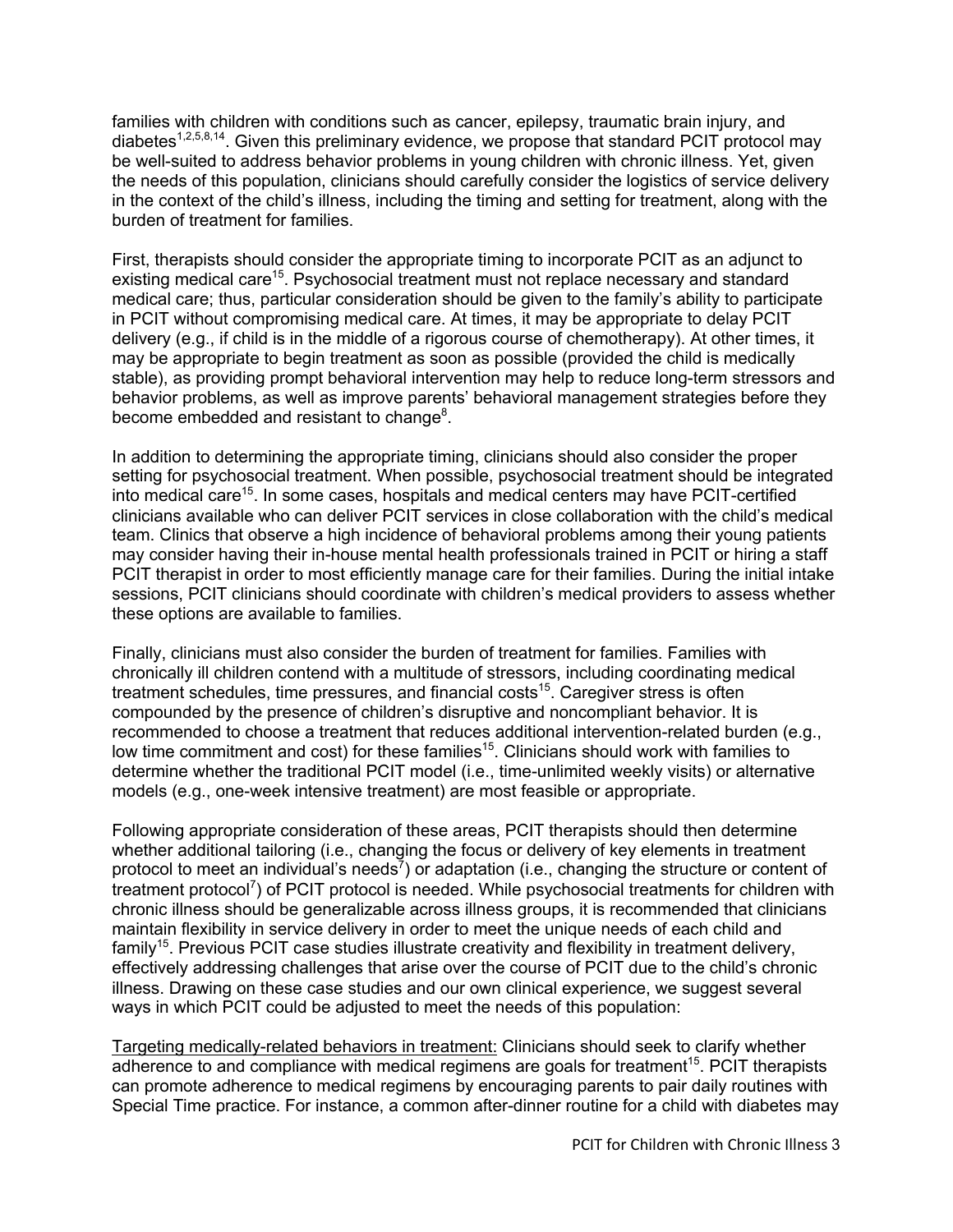families with children with conditions such as cancer, epilepsy, traumatic brain injury, and diabetes[1,2,5,8,14]. Given this preliminary evidence, we propose that standard PCIT protocol may be well-suited to address behavior problems in young children with chronic illness. Yet, given the needs of this population, clinicians should carefully consider the logistics of service delivery in the context of the child's illness, including the timing and setting for treatment, along with the burden of treatment for families.

First, therapists should consider the appropriate timing to incorporate PCIT as an adjunct to existing medical care[15]. Psychosocial treatment must not replace necessary and standard medical care; thus, particular consideration should be given to the family's ability to participate in PCIT without compromising medical care. At times, it may be appropriate to delay PCIT delivery (e.g., if child is in the middle of a rigorous course of chemotherapy). At other times, it may be appropriate to begin treatment as soon as possible (provided the child is medically stable), as providing prompt behavioral intervention may help to reduce long-term stressors and behavior problems, as well as improve parents' behavioral management strategies before they become embedded and resistant to change[8].

In addition to determining the appropriate timing, clinicians should also consider the proper setting for psychosocial treatment. When possible, psychosocial treatment should be integrated into medical care[15]. In some cases, hospitals and medical centers may have PCIT-certified clinicians available who can deliver PCIT services in close collaboration with the child's medical team. Clinics that observe a high incidence of behavioral problems among their young patients may consider having their in-house mental health professionals trained in PCIT or hiring a staff PCIT therapist in order to most efficiently manage care for their families. During the initial intake sessions, PCIT clinicians should coordinate with children's medical providers to assess whether these options are available to families.

Finally, clinicians must also consider the burden of treatment for families. Families with chronically ill children contend with a multitude of stressors, including coordinating medical treatment schedules, time pressures, and financial costs[15]. Caregiver stress is often compounded by the presence of children's disruptive and noncompliant behavior. It is recommended to choose a treatment that reduces additional intervention-related burden (e.g., low time commitment and cost) for these families[15]. Clinicians should work with families to determine whether the traditional PCIT model (i.e., time-unlimited weekly visits) or alternative models (e.g., one-week intensive treatment) are most feasible or appropriate.

Following appropriate consideration of these areas, PCIT therapists should then determine whether additional tailoring (i.e., changing the focus or delivery of key elements in treatment protocol to meet an individual's needs[7]) or adaptation (i.e., changing the structure or content of treatment protocol[7]) of PCIT protocol is needed. While psychosocial treatments for children with chronic illness should be generalizable across illness groups, it is recommended that clinicians maintain flexibility in service delivery in order to meet the unique needs of each child and family[15]. Previous PCIT case studies illustrate creativity and flexibility in treatment delivery, effectively addressing challenges that arise over the course of PCIT due to the child's chronic illness. Drawing on these case studies and our own clinical experience, we suggest several ways in which PCIT could be adjusted to meet the needs of this population:

<u>Targeting medically-related behaviors in treatment:</u> Clinicians should seek to clarify whether adherence to and compliance with medical regimens are goals for treatment[15]. PCIT therapists can promote adherence to medical regimens by encouraging parents to pair daily routines with Special Time practice. For instance, a common after-dinner routine for a child with diabetes may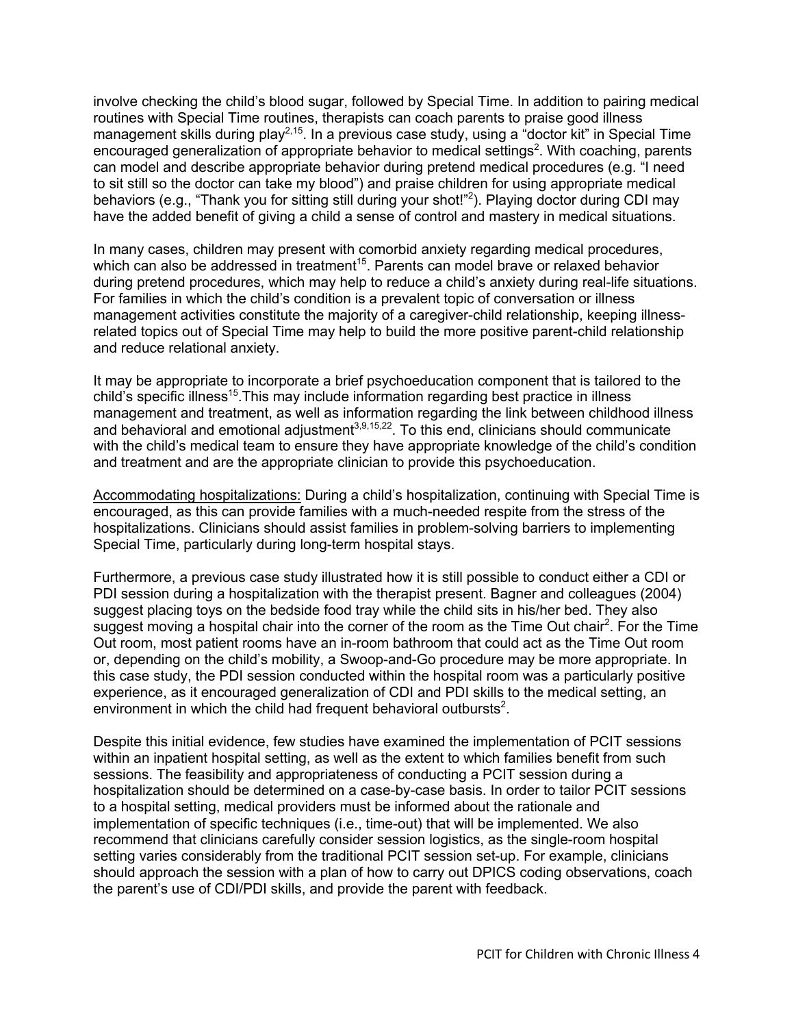involve checking the child's blood sugar, followed by Special Time. In addition to pairing medical routines with Special Time routines, therapists can coach parents to praise good illness management skills during play[2,15]. In a previous case study, using a "doctor kit" in Special Time encouraged generalization of appropriate behavior to medical settings[2]. With coaching, parents can model and describe appropriate behavior during pretend medical procedures (e.g. "I need to sit still so the doctor can take my blood") and praise children for using appropriate medical behaviors (e.g., "Thank you for sitting still during your shot!"[2]). Playing doctor during CDI may have the added benefit of giving a child a sense of control and mastery in medical situations.

In many cases, children may present with comorbid anxiety regarding medical procedures, which can also be addressed in treatment[15]. Parents can model brave or relaxed behavior during pretend procedures, which may help to reduce a child's anxiety during real-life situations. For families in which the child's condition is a prevalent topic of conversation or illness management activities constitute the majority of a caregiver-child relationship, keeping illness-related topics out of Special Time may help to build the more positive parent-child relationship and reduce relational anxiety.

It may be appropriate to incorporate a brief psychoeducation component that is tailored to the child's specific illness[15].This may include information regarding best practice in illness management and treatment, as well as information regarding the link between childhood illness and behavioral and emotional adjustment[3,9,15,22]. To this end, clinicians should communicate with the child's medical team to ensure they have appropriate knowledge of the child's condition and treatment and are the appropriate clinician to provide this psychoeducation.

<u>Accommodating hospitalizations:</u> During a child's hospitalization, continuing with Special Time is encouraged, as this can provide families with a much-needed respite from the stress of the hospitalizations. Clinicians should assist families in problem-solving barriers to implementing Special Time, particularly during long-term hospital stays.

Furthermore, a previous case study illustrated how it is still possible to conduct either a CDI or PDI session during a hospitalization with the therapist present. Bagner and colleagues (2004) suggest placing toys on the bedside food tray while the child sits in his/her bed. They also suggest moving a hospital chair into the corner of the room as the Time Out chair[2]. For the Time Out room, most patient rooms have an in-room bathroom that could act as the Time Out room or, depending on the child's mobility, a Swoop-and-Go procedure may be more appropriate. In this case study, the PDI session conducted within the hospital room was a particularly positive experience, as it encouraged generalization of CDI and PDI skills to the medical setting, an environment in which the child had frequent behavioral outbursts[2].

Despite this initial evidence, few studies have examined the implementation of PCIT sessions within an inpatient hospital setting, as well as the extent to which families benefit from such sessions. The feasibility and appropriateness of conducting a PCIT session during a hospitalization should be determined on a case-by-case basis. In order to tailor PCIT sessions to a hospital setting, medical providers must be informed about the rationale and implementation of specific techniques (i.e., time-out) that will be implemented. We also recommend that clinicians carefully consider session logistics, as the single-room hospital setting varies considerably from the traditional PCIT session set-up. For example, clinicians should approach the session with a plan of how to carry out DPICS coding observations, coach the parent's use of CDI/PDI skills, and provide the parent with feedback.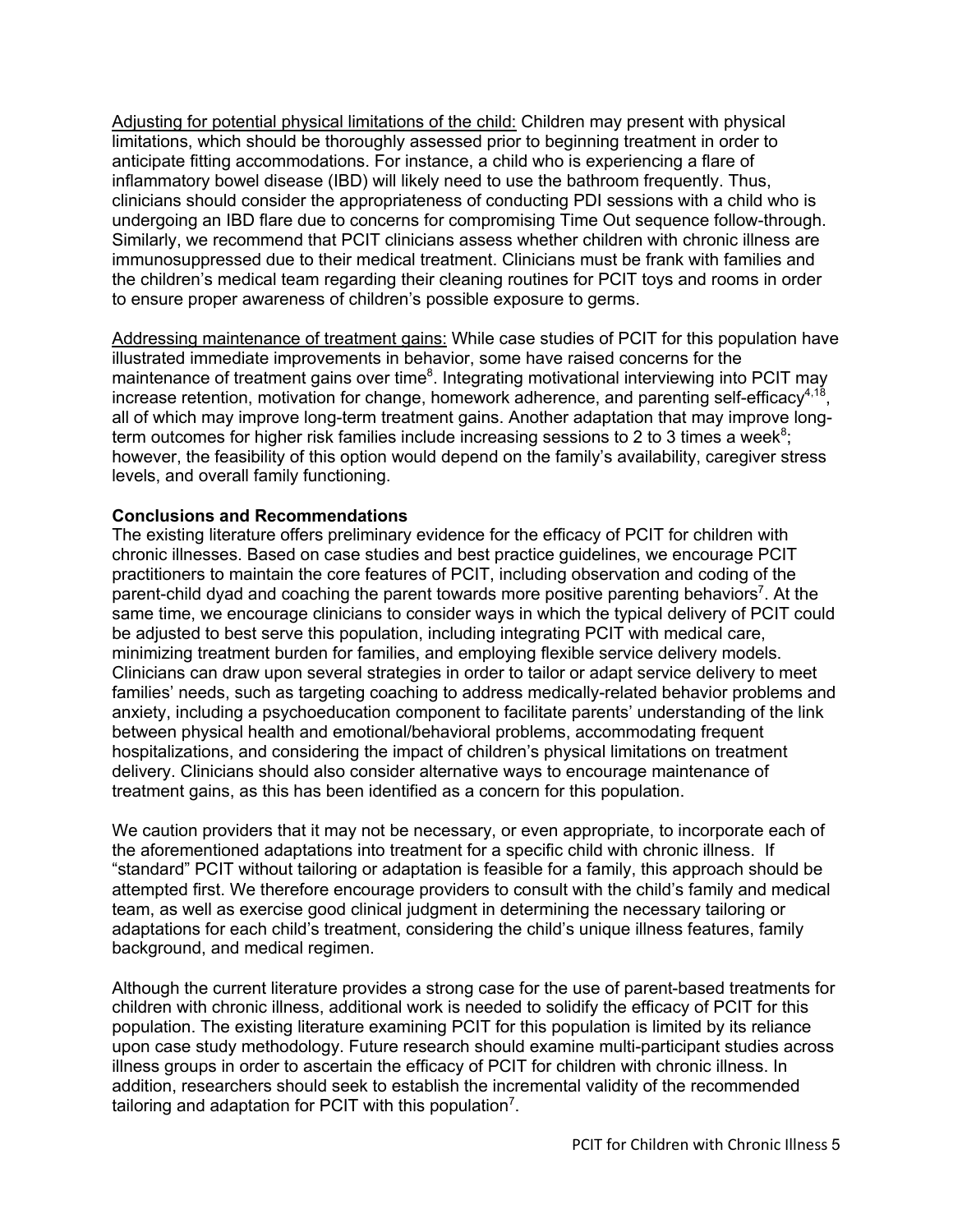Adjusting for potential physical limitations of the child: Children may present with physical limitations, which should be thoroughly assessed prior to beginning treatment in order to anticipate fitting accommodations. For instance, a child who is experiencing a flare of inflammatory bowel disease (IBD) will likely need to use the bathroom frequently. Thus, clinicians should consider the appropriateness of conducting PDI sessions with a child who is undergoing an IBD flare due to concerns for compromising Time Out sequence follow-through. Similarly, we recommend that PCIT clinicians assess whether children with chronic illness are immunosuppressed due to their medical treatment. Clinicians must be frank with families and the children's medical team regarding their cleaning routines for PCIT toys and rooms in order to ensure proper awareness of children's possible exposure to germs.

Addressing maintenance of treatment gains: While case studies of PCIT for this population have illustrated immediate improvements in behavior, some have raised concerns for the maintenance of treatment gains over time[8]. Integrating motivational interviewing into PCIT may increase retention, motivation for change, homework adherence, and parenting self-efficacy[4,18], all of which may improve long-term treatment gains. Another adaptation that may improve long-term outcomes for higher risk families include increasing sessions to 2 to 3 times a week[8]; however, the feasibility of this option would depend on the family's availability, caregiver stress levels, and overall family functioning.

**Conclusions and Recommendations**

The existing literature offers preliminary evidence for the efficacy of PCIT for children with chronic illnesses. Based on case studies and best practice guidelines, we encourage PCIT practitioners to maintain the core features of PCIT, including observation and coding of the parent-child dyad and coaching the parent towards more positive parenting behaviors[7]. At the same time, we encourage clinicians to consider ways in which the typical delivery of PCIT could be adjusted to best serve this population, including integrating PCIT with medical care, minimizing treatment burden for families, and employing flexible service delivery models. Clinicians can draw upon several strategies in order to tailor or adapt service delivery to meet families' needs, such as targeting coaching to address medically-related behavior problems and anxiety, including a psychoeducation component to facilitate parents' understanding of the link between physical health and emotional/behavioral problems, accommodating frequent hospitalizations, and considering the impact of children's physical limitations on treatment delivery. Clinicians should also consider alternative ways to encourage maintenance of treatment gains, as this has been identified as a concern for this population.

We caution providers that it may not be necessary, or even appropriate, to incorporate each of the aforementioned adaptations into treatment for a specific child with chronic illness. If "standard" PCIT without tailoring or adaptation is feasible for a family, this approach should be attempted first. We therefore encourage providers to consult with the child's family and medical team, as well as exercise good clinical judgment in determining the necessary tailoring or adaptations for each child's treatment, considering the child's unique illness features, family background, and medical regimen.

Although the current literature provides a strong case for the use of parent-based treatments for children with chronic illness, additional work is needed to solidify the efficacy of PCIT for this population. The existing literature examining PCIT for this population is limited by its reliance upon case study methodology. Future research should examine multi-participant studies across illness groups in order to ascertain the efficacy of PCIT for children with chronic illness. In addition, researchers should seek to establish the incremental validity of the recommended tailoring and adaptation for PCIT with this population[7].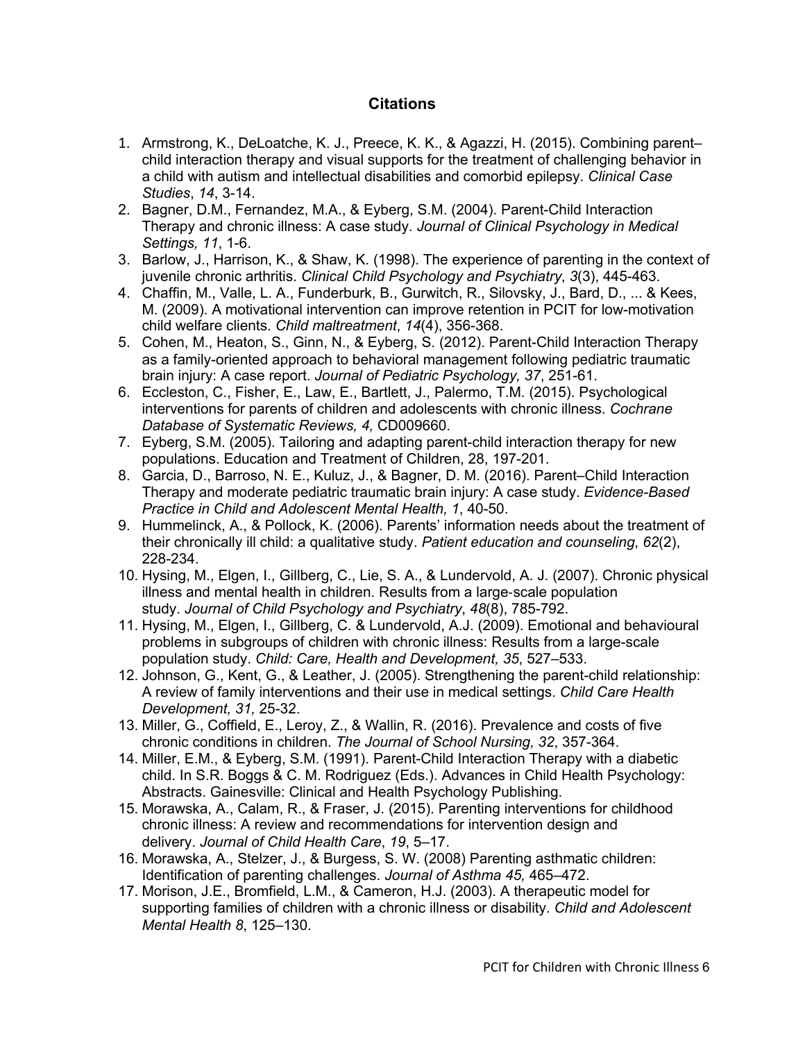## Citations

1. Armstrong, K., DeLoatche, K. J., Preece, K. K., & Agazzi, H. (2015). Combining parent–child interaction therapy and visual supports for the treatment of challenging behavior in a child with autism and intellectual disabilities and comorbid epilepsy. *Clinical Case Studies*, *14*, 3-14.
2. Bagner, D.M., Fernandez, M.A., & Eyberg, S.M. (2004). Parent-Child Interaction Therapy and chronic illness: A case study. *Journal of Clinical Psychology in Medical Settings, 11*, 1-6.
3. Barlow, J., Harrison, K., & Shaw, K. (1998). The experience of parenting in the context of juvenile chronic arthritis. *Clinical Child Psychology and Psychiatry*, *3*(3), 445-463.
4. Chaffin, M., Valle, L. A., Funderburk, B., Gurwitch, R., Silovsky, J., Bard, D., ... & Kees, M. (2009). A motivational intervention can improve retention in PCIT for low-motivation child welfare clients. *Child maltreatment*, *14*(4), 356-368.
5. Cohen, M., Heaton, S., Ginn, N., & Eyberg, S. (2012). Parent-Child Interaction Therapy as a family-oriented approach to behavioral management following pediatric traumatic brain injury: A case report. *Journal of Pediatric Psychology, 37*, 251-61.
6. Eccleston, C., Fisher, E., Law, E., Bartlett, J., Palermo, T.M. (2015). Psychological interventions for parents of children and adolescents with chronic illness. *Cochrane Database of Systematic Reviews, 4,* CD009660.
7. Eyberg, S.M. (2005). Tailoring and adapting parent-child interaction therapy for new populations. Education and Treatment of Children, 28, 197-201.
8. Garcia, D., Barroso, N. E., Kuluz, J., & Bagner, D. M. (2016). Parent–Child Interaction Therapy and moderate pediatric traumatic brain injury: A case study. *Evidence-Based Practice in Child and Adolescent Mental Health, 1*, 40-50.
9. Hummelinck, A., & Pollock, K. (2006). Parents' information needs about the treatment of their chronically ill child: a qualitative study. *Patient education and counseling*, *62*(2), 228-234.
10. Hysing, M., Elgen, I., Gillberg, C., Lie, S. A., & Lundervold, A. J. (2007). Chronic physical illness and mental health in children. Results from a large-scale population study. *Journal of Child Psychology and Psychiatry*, *48*(8), 785-792.
11. Hysing, M., Elgen, I., Gillberg, C. & Lundervold, A.J. (2009). Emotional and behavioural problems in subgroups of children with chronic illness: Results from a large-scale population study. *Child: Care, Health and Development, 35*, 527–533.
12. Johnson, G., Kent, G., & Leather, J. (2005). Strengthening the parent-child relationship: A review of family interventions and their use in medical settings. *Child Care Health Development, 31,* 25-32.
13. Miller, G., Coffield, E., Leroy, Z., & Wallin, R. (2016). Prevalence and costs of five chronic conditions in children. *The Journal of School Nursing, 32*, 357-364.
14. Miller, E.M., & Eyberg, S.M. (1991). Parent-Child Interaction Therapy with a diabetic child. In S.R. Boggs & C. M. Rodriguez (Eds.). Advances in Child Health Psychology: Abstracts. Gainesville: Clinical and Health Psychology Publishing.
15. Morawska, A., Calam, R., & Fraser, J. (2015). Parenting interventions for childhood chronic illness: A review and recommendations for intervention design and delivery. *Journal of Child Health Care*, *19*, 5–17.
16. Morawska, A., Stelzer, J., & Burgess, S. W. (2008) Parenting asthmatic children: Identification of parenting challenges. *Journal of Asthma 45,* 465–472.
17. Morison, J.E., Bromfield, L.M., & Cameron, H.J. (2003). A therapeutic model for supporting families of children with a chronic illness or disability. *Child and Adolescent Mental Health 8*, 125–130.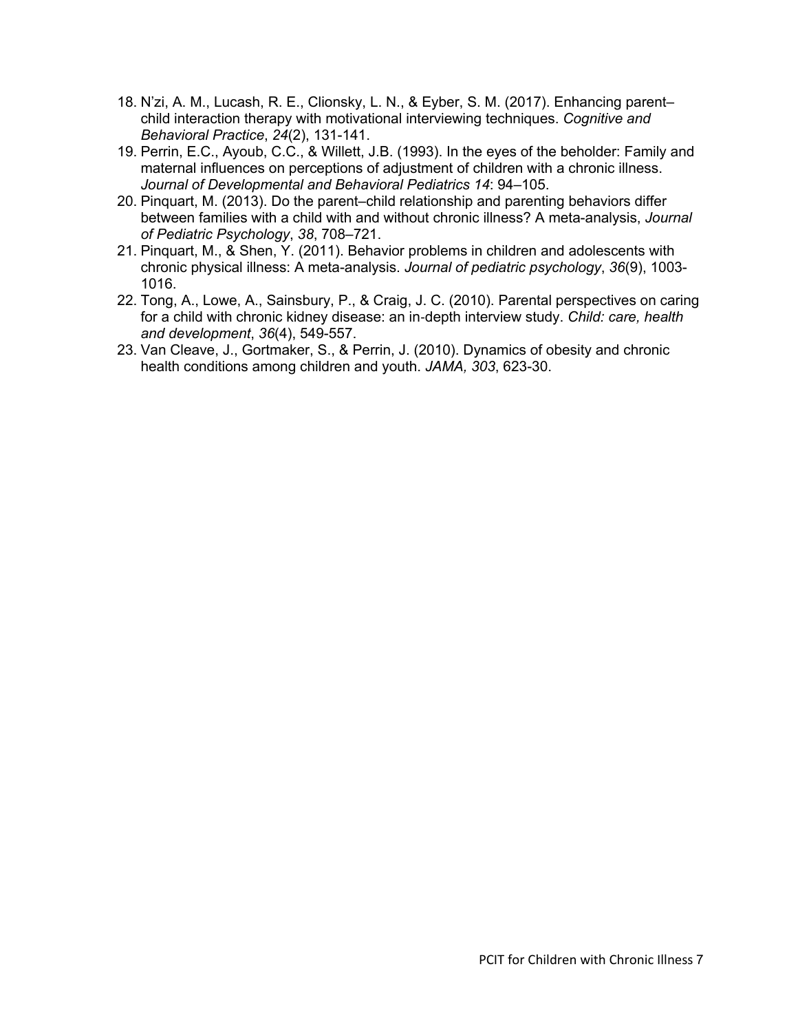18. N'zi, A. M., Lucash, R. E., Clionsky, L. N., & Eyber, S. M. (2017). Enhancing parent–child interaction therapy with motivational interviewing techniques. *Cognitive and Behavioral Practice*, *24*(2), 131-141.
19. Perrin, E.C., Ayoub, C.C., & Willett, J.B. (1993). In the eyes of the beholder: Family and maternal influences on perceptions of adjustment of children with a chronic illness. *Journal of Developmental and Behavioral Pediatrics 14*: 94–105.
20. Pinquart, M. (2013). Do the parent–child relationship and parenting behaviors differ between families with a child with and without chronic illness? A meta-analysis, *Journal of Pediatric Psychology*, *38*, 708–721.
21. Pinquart, M., & Shen, Y. (2011). Behavior problems in children and adolescents with chronic physical illness: A meta-analysis. *Journal of pediatric psychology*, *36*(9), 1003-1016.
22. Tong, A., Lowe, A., Sainsbury, P., & Craig, J. C. (2010). Parental perspectives on caring for a child with chronic kidney disease: an in-depth interview study. *Child: care, health and development*, *36*(4), 549-557.
23. Van Cleave, J., Gortmaker, S., & Perrin, J. (2010). Dynamics of obesity and chronic health conditions among children and youth. *JAMA, 303*, 623-30.